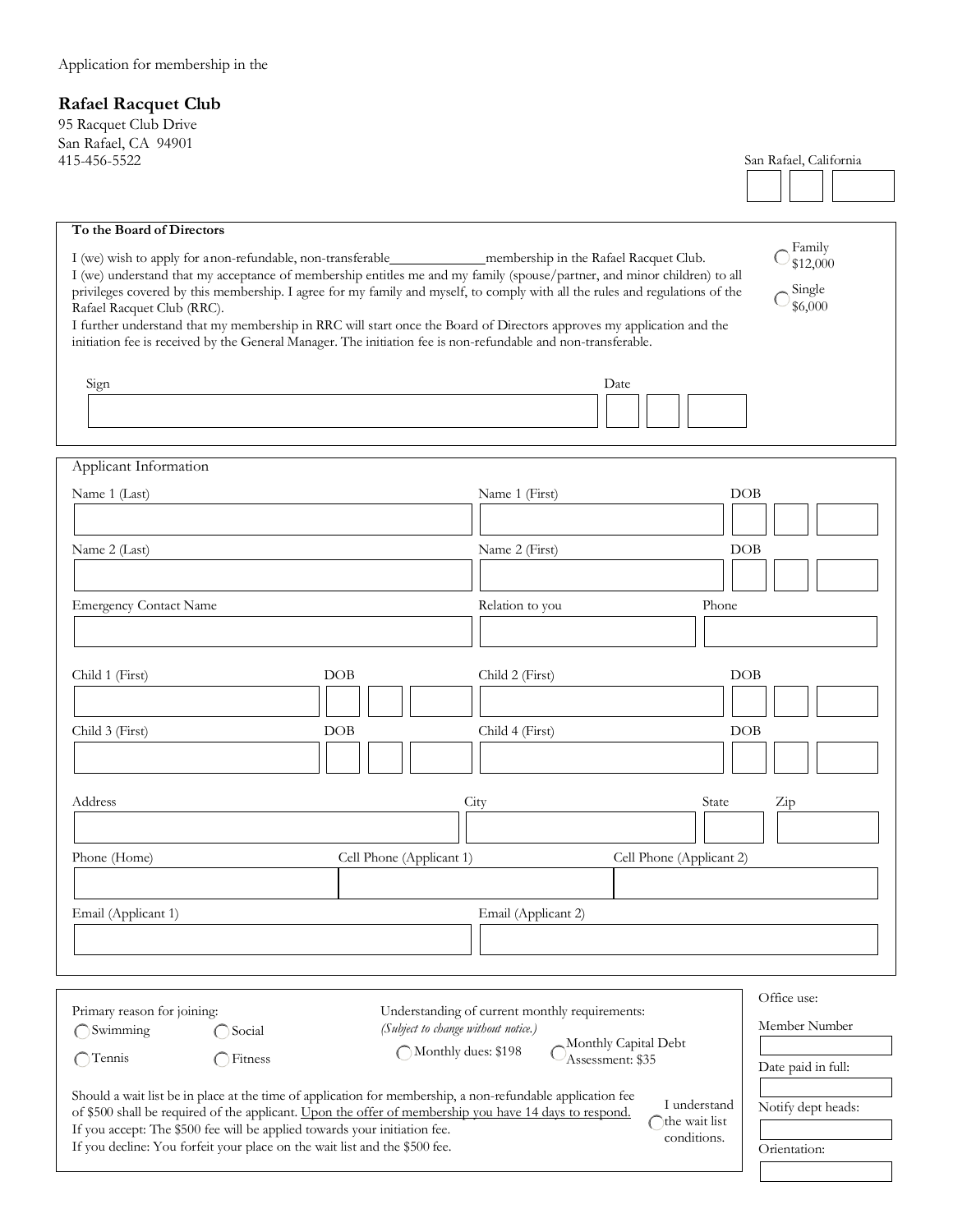Application for membership in the

## Rafael Racquet Club

95 Racquet Club Drive
San Rafael, CA 94901
415-456-5522

San Rafael, California

**To the Board of Directors**

I (we) wish to apply for a non-refundable, non-transferable ______________ membership in the Rafael Racquet Club.
I (we) understand that my acceptance of membership entitles me and my family (spouse/partner, and minor children) to all privileges covered by this membership. I agree for my family and myself, to comply with all the rules and regulations of the Rafael Racquet Club (RRC).
I further understand that my membership in RRC will start once the Board of Directors approves my application and the initiation fee is received by the General Manager. The initiation fee is non-refundable and non-transferable.

- ◯ Family $12,000
- ◯ Single $6,000

Sign ______________________ Date ________

### Applicant Information

| Name 1 (Last) | Name 1 (First) | DOB |
|---|---|---|
| | | |

| Name 2 (Last) | Name 2 (First) | DOB |
|---|---|---|
| | | |

| Emergency Contact Name | Relation to you | Phone |
|---|---|---|
| | | |

| Child 1 (First) | DOB | Child 2 (First) | DOB |
|---|---|---|---|
| | | | |

| Child 3 (First) | DOB | Child 4 (First) | DOB |
|---|---|---|---|
| | | | |

| Address | City | State | Zip |
|---|---|---|---|
| | | | |

| Phone (Home) | Cell Phone (Applicant 1) | Cell Phone (Applicant 2) |
|---|---|---|
| | | |

| Email (Applicant 1) | Email (Applicant 2) |
|---|---|
| | |

Primary reason for joining:

- ◯ Swimming
- ◯ Social
- ◯ Tennis
- ◯ Fitness

Understanding of current monthly requirements:
*(Subject to change without notice.)*

- ◯ Monthly dues: $198
- ◯ Monthly Capital Debt Assessment: $35

Should a wait list be in place at the time of application for membership, a non-refundable application fee of $500 shall be required of the applicant. <u>Upon the offer of membership you have 14 days to respond.</u>
If you accept: The $500 fee will be applied towards your initiation fee.
If you decline: You forfeit your place on the wait list and the $500 fee.

◯ I understand the wait list conditions.

Office use:

Member Number

Date paid in full:

Notify dept heads:

Orientation: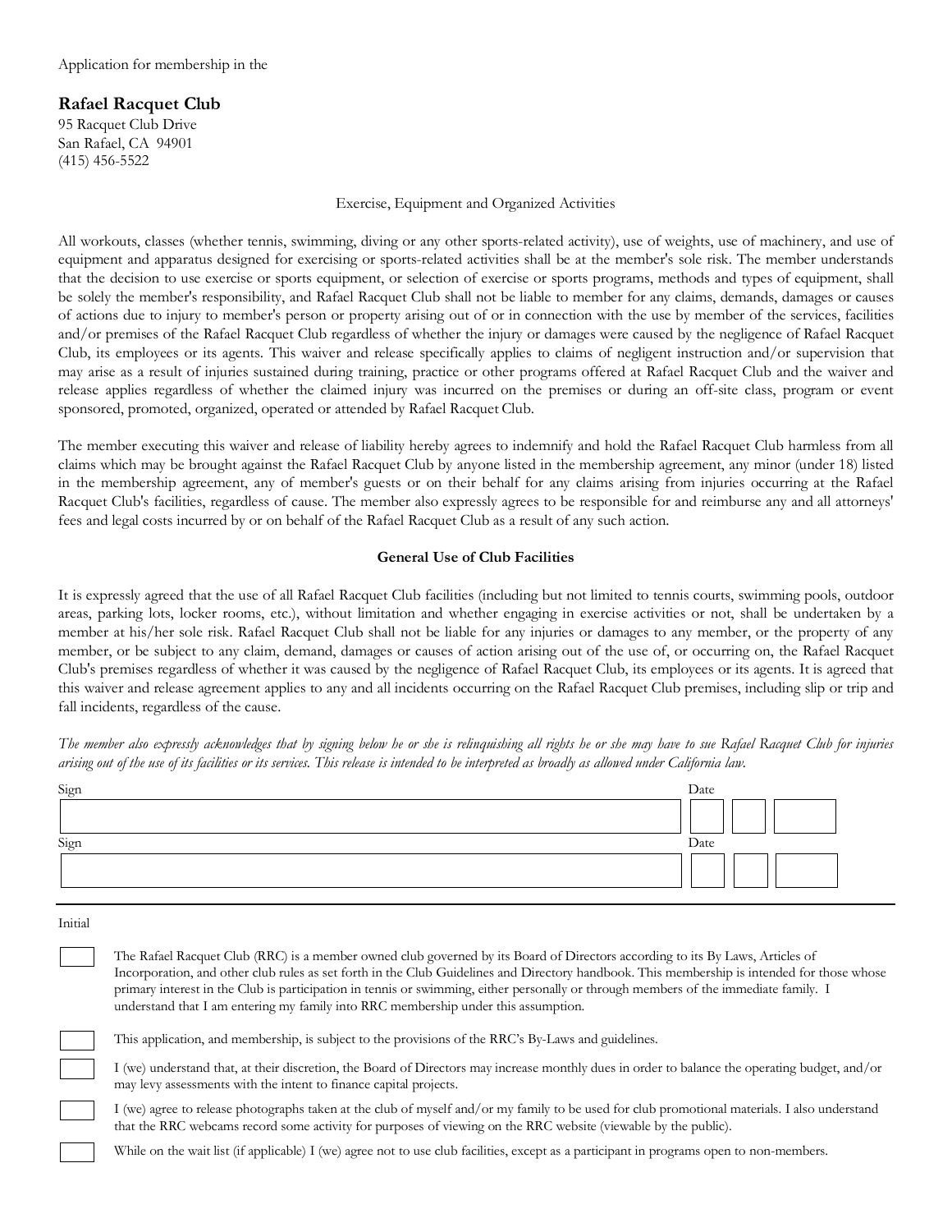Application for membership in the

## Rafael Racquet Club

95 Racquet Club Drive
San Rafael, CA 94901
(415) 456-5522

Exercise, Equipment and Organized Activities

All workouts, classes (whether tennis, swimming, diving or any other sports-related activity), use of weights, use of machinery, and use of equipment and apparatus designed for exercising or sports-related activities shall be at the member's sole risk. The member understands that the decision to use exercise or sports equipment, or selection of exercise or sports programs, methods and types of equipment, shall be solely the member's responsibility, and Rafael Racquet Club shall not be liable to member for any claims, demands, damages or causes of actions due to injury to member's person or property arising out of or in connection with the use by member of the services, facilities and/or premises of the Rafael Racquet Club regardless of whether the injury or damages were caused by the negligence of Rafael Racquet Club, its employees or its agents. This waiver and release specifically applies to claims of negligent instruction and/or supervision that may arise as a result of injuries sustained during training, practice or other programs offered at Rafael Racquet Club and the waiver and release applies regardless of whether the claimed injury was incurred on the premises or during an off-site class, program or event sponsored, promoted, organized, operated or attended by Rafael Racquet Club.

The member executing this waiver and release of liability hereby agrees to indemnify and hold the Rafael Racquet Club harmless from all claims which may be brought against the Rafael Racquet Club by anyone listed in the membership agreement, any minor (under 18) listed in the membership agreement, any of member's guests or on their behalf for any claims arising from injuries occurring at the Rafael Racquet Club's facilities, regardless of cause. The member also expressly agrees to be responsible for and reimburse any and all attorneys' fees and legal costs incurred by or on behalf of the Rafael Racquet Club as a result of any such action.

**General Use of Club Facilities**

It is expressly agreed that the use of all Rafael Racquet Club facilities (including but not limited to tennis courts, swimming pools, outdoor areas, parking lots, locker rooms, etc.), without limitation and whether engaging in exercise activities or not, shall be undertaken by a member at his/her sole risk. Rafael Racquet Club shall not be liable for any injuries or damages to any member, or the property of any member, or be subject to any claim, demand, damages or causes of action arising out of the use of, or occurring on, the Rafael Racquet Club's premises regardless of whether it was caused by the negligence of Rafael Racquet Club, its employees or its agents. It is agreed that this waiver and release agreement applies to any and all incidents occurring on the Rafael Racquet Club premises, including slip or trip and fall incidents, regardless of the cause.

*The member also expressly acknowledges that by signing below he or she is relinquishing all rights he or she may have to sue Rafael Racquet Club for injuries arising out of the use of its facilities or its services. This release is intended to be interpreted as broadly as allowed under California law.*

Sign ______________________ Date ____ ____ ______

Sign ______________________ Date ____ ____ ______

Initial

[ ] The Rafael Racquet Club (RRC) is a member owned club governed by its Board of Directors according to its By Laws, Articles of Incorporation, and other club rules as set forth in the Club Guidelines and Directory handbook. This membership is intended for those whose primary interest in the Club is participation in tennis or swimming, either personally or through members of the immediate family. I understand that I am entering my family into RRC membership under this assumption.

[ ] This application, and membership, is subject to the provisions of the RRC's By-Laws and guidelines.

[ ] I (we) understand that, at their discretion, the Board of Directors may increase monthly dues in order to balance the operating budget, and/or may levy assessments with the intent to finance capital projects.

[ ] I (we) agree to release photographs taken at the club of myself and/or my family to be used for club promotional materials. I also understand that the RRC webcams record some activity for purposes of viewing on the RRC website (viewable by the public).

[ ] While on the wait list (if applicable) I (we) agree not to use club facilities, except as a participant in programs open to non-members.